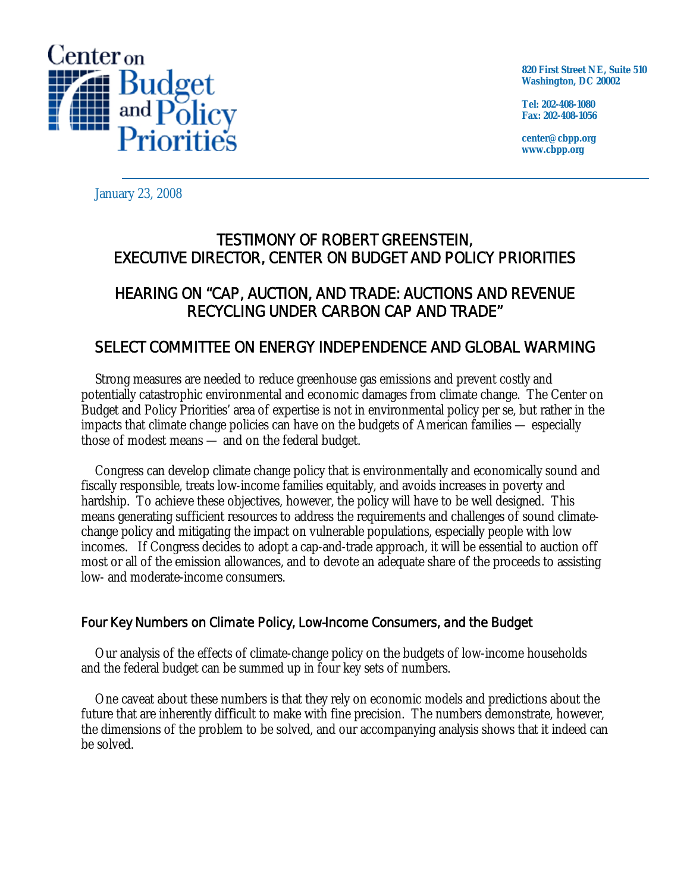Center on Budget and Policy Priorities

820 First Street NE, Suite 510
Washington, DC 20002

Tel: 202-408-1080
Fax: 202-408-1056

center@cbpp.org
www.cbpp.org

January 23, 2008

# TESTIMONY OF ROBERT GREENSTEIN, EXECUTIVE DIRECTOR, CENTER ON BUDGET AND POLICY PRIORITIES

# HEARING ON "CAP, AUCTION, AND TRADE: AUCTIONS AND REVENUE RECYCLING UNDER CARBON CAP AND TRADE"

# SELECT COMMITTEE ON ENERGY INDEPENDENCE AND GLOBAL WARMING

Strong measures are needed to reduce greenhouse gas emissions and prevent costly and potentially catastrophic environmental and economic damages from climate change. The Center on Budget and Policy Priorities' area of expertise is not in environmental policy per se, but rather in the impacts that climate change policies can have on the budgets of American families — especially those of modest means — and on the federal budget.

Congress can develop climate change policy that is environmentally and economically sound and fiscally responsible, treats low-income families equitably, and avoids increases in poverty and hardship. To achieve these objectives, however, the policy will have to be well designed. This means generating sufficient resources to address the requirements and challenges of sound climate-change policy and mitigating the impact on vulnerable populations, especially people with low incomes. If Congress decides to adopt a cap-and-trade approach, it will be essential to auction off most or all of the emission allowances, and to devote an adequate share of the proceeds to assisting low- and moderate-income consumers.

## Four Key Numbers on Climate Policy, Low-Income Consumers, and the Budget

Our analysis of the effects of climate-change policy on the budgets of low-income households and the federal budget can be summed up in four key sets of numbers.

One caveat about these numbers is that they rely on economic models and predictions about the future that are inherently difficult to make with fine precision. The numbers demonstrate, however, the dimensions of the problem to be solved, and our accompanying analysis shows that it indeed can be solved.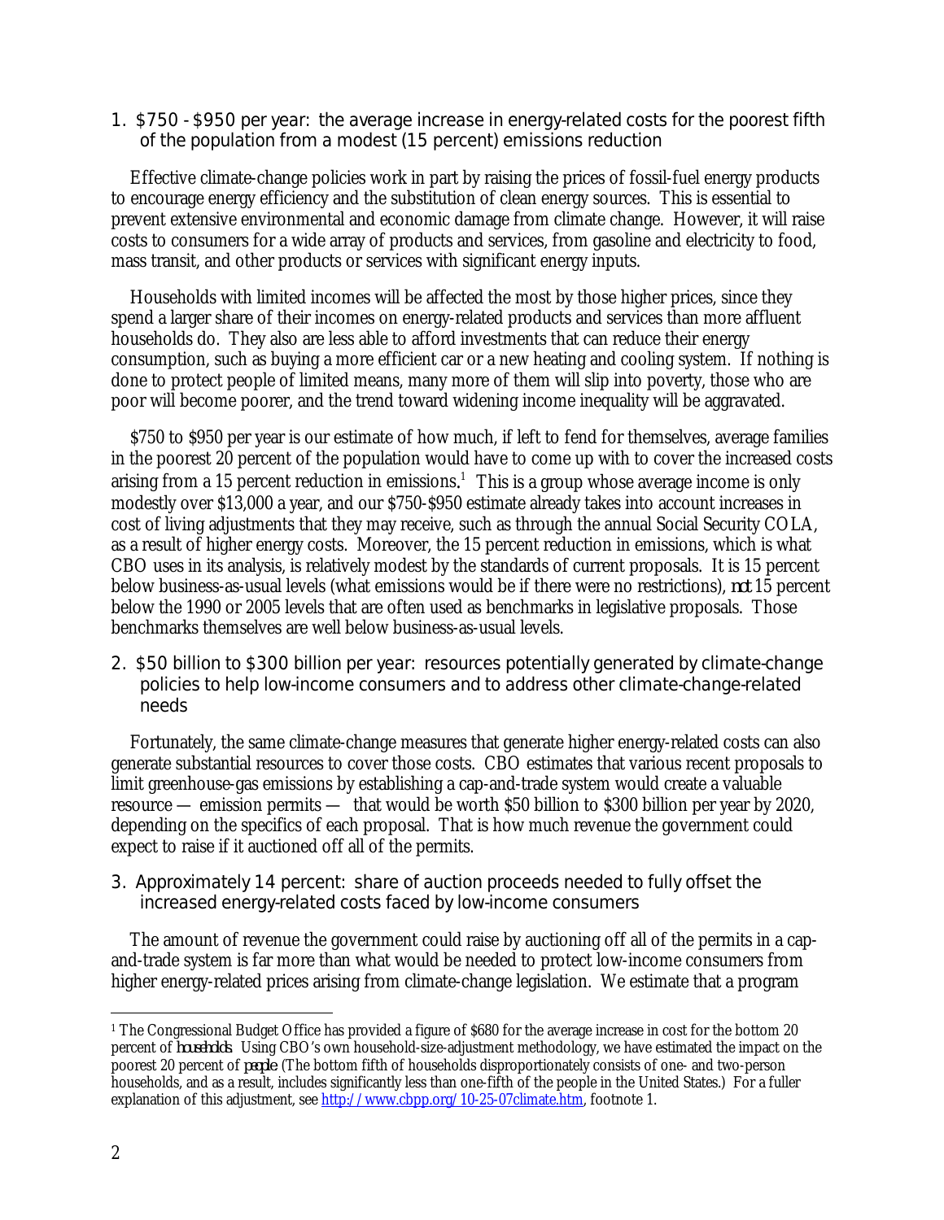## 1. $750 - $950 per year: the average increase in energy-related costs for the poorest fifth of the population from a modest (15 percent) emissions reduction

Effective climate-change policies work in part by raising the prices of fossil-fuel energy products to encourage energy efficiency and the substitution of clean energy sources. This is essential to prevent extensive environmental and economic damage from climate change. However, it will raise costs to consumers for a wide array of products and services, from gasoline and electricity to food, mass transit, and other products or services with significant energy inputs.

Households with limited incomes will be affected the most by those higher prices, since they spend a larger share of their incomes on energy-related products and services than more affluent households do. They also are less able to afford investments that can reduce their energy consumption, such as buying a more efficient car or a new heating and cooling system. If nothing is done to protect people of limited means, many more of them will slip into poverty, those who are poor will become poorer, and the trend toward widening income inequality will be aggravated.

$750 to $950 per year is our estimate of how much, if left to fend for themselves, average families in the poorest 20 percent of the population would have to come up with to cover the increased costs arising from a 15 percent reduction in emissions.[1] This is a group whose average income is only modestly over $13,000 a year, and our $750-$950 estimate already takes into account increases in cost of living adjustments that they may receive, such as through the annual Social Security COLA, as a result of higher energy costs. Moreover, the 15 percent reduction in emissions, which is what CBO uses in its analysis, is relatively modest by the standards of current proposals. It is 15 percent below business-as-usual levels (what emissions would be if there were no restrictions), *not* 15 percent below the 1990 or 2005 levels that are often used as benchmarks in legislative proposals. Those benchmarks themselves are well below business-as-usual levels.

## 2. $50 billion to $300 billion per year: resources potentially generated by climate-change policies to help low-income consumers and to address other climate-change-related needs

Fortunately, the same climate-change measures that generate higher energy-related costs can also generate substantial resources to cover those costs. CBO estimates that various recent proposals to limit greenhouse-gas emissions by establishing a cap-and-trade system would create a valuable resource — emission permits — that would be worth $50 billion to $300 billion per year by 2020, depending on the specifics of each proposal. That is how much revenue the government could expect to raise if it auctioned off all of the permits.

## 3. Approximately 14 percent: share of auction proceeds needed to fully offset the increased energy-related costs faced by low-income consumers

The amount of revenue the government could raise by auctioning off all of the permits in a cap-and-trade system is far more than what would be needed to protect low-income consumers from higher energy-related prices arising from climate-change legislation. We estimate that a program

---

[1] The Congressional Budget Office has provided a figure of $680 for the average increase in cost for the bottom 20 percent of *households*. Using CBO's own household-size-adjustment methodology, we have estimated the impact on the poorest 20 percent of *people*. (The bottom fifth of households disproportionately consists of one- and two-person households, and as a result, includes significantly less than one-fifth of the people in the United States.) For a fuller explanation of this adjustment, see http://www.cbpp.org/10-25-07climate.htm, footnote 1.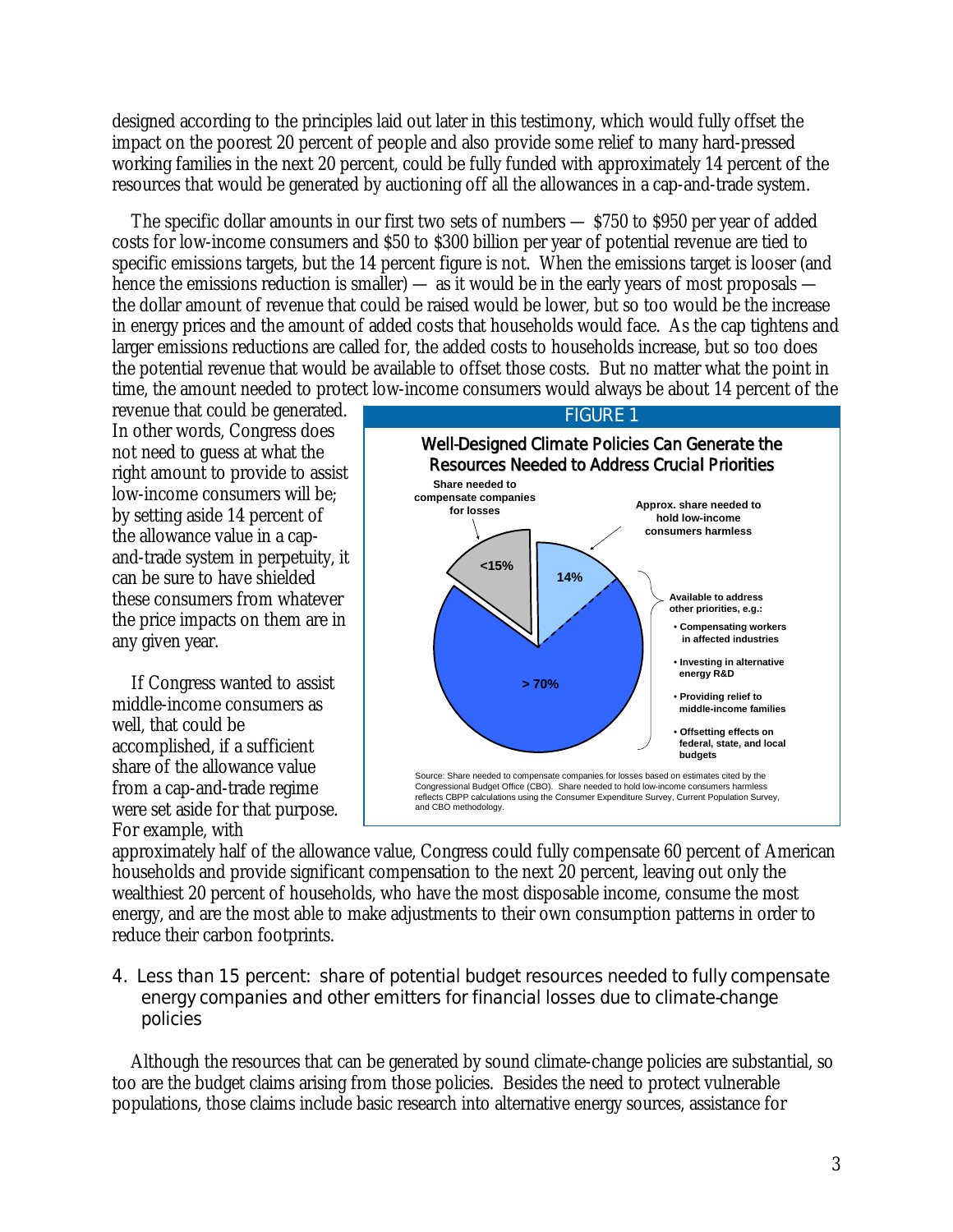designed according to the principles laid out later in this testimony, which would fully offset the impact on the poorest 20 percent of people and also provide some relief to many hard-pressed working families in the next 20 percent, could be fully funded with approximately 14 percent of the resources that would be generated by auctioning off all the allowances in a cap-and-trade system.

The specific dollar amounts in our first two sets of numbers — $750 to $950 per year of added costs for low-income consumers and $50 to $300 billion per year of potential revenue are tied to specific emissions targets, but the 14 percent figure is not. When the emissions target is looser (and hence the emissions reduction is smaller) — as it would be in the early years of most proposals — the dollar amount of revenue that could be raised would be lower, but so too would be the increase in energy prices and the amount of added costs that households would face. As the cap tightens and larger emissions reductions are called for, the added costs to households increase, but so too does the potential revenue that would be available to offset those costs. But no matter what the point in time, the amount needed to protect low-income consumers would always be about 14 percent of the revenue that could be generated. In other words, Congress does not need to guess at what the right amount to provide to assist low-income consumers will be; by setting aside 14 percent of the allowance value in a cap-and-trade system in perpetuity, it can be sure to have shielded these consumers from whatever the price impacts on them are in any given year.

FIGURE 1

**Well-Designed Climate Policies Can Generate the Resources Needed to Address Crucial Priorities**

- Share needed to compensate companies for losses: <15%
- Approx. share needed to hold low-income consumers harmless: 14%
- Available to address other priorities, e.g.: > 70%
  - Compensating workers in affected industries
  - Investing in alternative energy R&D
  - Providing relief to middle-income families
  - Offsetting effects on federal, state, and local budgets

Source: Share needed to compensate companies for losses based on estimates cited by the Congressional Budget Office (CBO). Share needed to hold low-income consumers harmless reflects CBPP calculations using the Consumer Expenditure Survey, Current Population Survey, and CBO methodology.

If Congress wanted to assist middle-income consumers as well, that could be accomplished, if a sufficient share of the allowance value from a cap-and-trade regime were set aside for that purpose. For example, with approximately half of the allowance value, Congress could fully compensate 60 percent of American households and provide significant compensation to the next 20 percent, leaving out only the wealthiest 20 percent of households, who have the most disposable income, consume the most energy, and are the most able to make adjustments to their own consumption patterns in order to reduce their carbon footprints.

## 4. Less than 15 percent: share of potential budget resources needed to fully compensate energy companies and other emitters for financial losses due to climate-change policies

Although the resources that can be generated by sound climate-change policies are substantial, so too are the budget claims arising from those policies. Besides the need to protect vulnerable populations, those claims include basic research into alternative energy sources, assistance for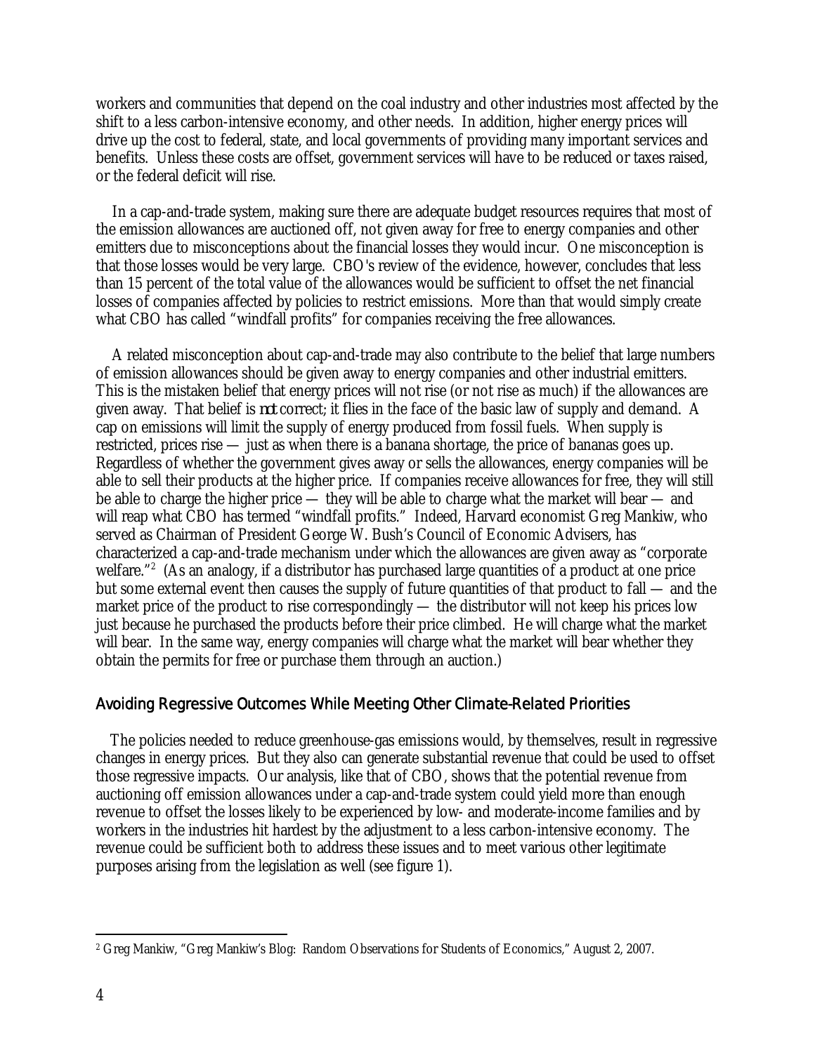workers and communities that depend on the coal industry and other industries most affected by the shift to a less carbon-intensive economy, and other needs. In addition, higher energy prices will drive up the cost to federal, state, and local governments of providing many important services and benefits. Unless these costs are offset, government services will have to be reduced or taxes raised, or the federal deficit will rise.

In a cap-and-trade system, making sure there are adequate budget resources requires that most of the emission allowances are auctioned off, not given away for free to energy companies and other emitters due to misconceptions about the financial losses they would incur. One misconception is that those losses would be very large. CBO's review of the evidence, however, concludes that less than 15 percent of the total value of the allowances would be sufficient to offset the net financial losses of companies affected by policies to restrict emissions. More than that would simply create what CBO has called "windfall profits" for companies receiving the free allowances.

A related misconception about cap-and-trade may also contribute to the belief that large numbers of emission allowances should be given away to energy companies and other industrial emitters. This is the mistaken belief that energy prices will not rise (or not rise as much) if the allowances are given away. That belief is *not* correct; it flies in the face of the basic law of supply and demand. A cap on emissions will limit the supply of energy produced from fossil fuels. When supply is restricted, prices rise — just as when there is a banana shortage, the price of bananas goes up. Regardless of whether the government gives away or sells the allowances, energy companies will be able to sell their products at the higher price. If companies receive allowances for free, they will still be able to charge the higher price — they will be able to charge what the market will bear — and will reap what CBO has termed "windfall profits." Indeed, Harvard economist Greg Mankiw, who served as Chairman of President George W. Bush's Council of Economic Advisers, has characterized a cap-and-trade mechanism under which the allowances are given away as "corporate welfare."[2] (As an analogy, if a distributor has purchased large quantities of a product at one price but some external event then causes the supply of future quantities of that product to fall — and the market price of the product to rise correspondingly — the distributor will not keep his prices low just because he purchased the products before their price climbed. He will charge what the market will bear. In the same way, energy companies will charge what the market will bear whether they obtain the permits for free or purchase them through an auction.)

## Avoiding Regressive Outcomes While Meeting Other Climate-Related Priorities

The policies needed to reduce greenhouse-gas emissions would, by themselves, result in regressive changes in energy prices. But they also can generate substantial revenue that could be used to offset those regressive impacts. Our analysis, like that of CBO, shows that the potential revenue from auctioning off emission allowances under a cap-and-trade system could yield more than enough revenue to offset the losses likely to be experienced by low- and moderate-income families and by workers in the industries hit hardest by the adjustment to a less carbon-intensive economy. The revenue could be sufficient both to address these issues and to meet various other legitimate purposes arising from the legislation as well (see figure 1).

---

[2] Greg Mankiw, "Greg Mankiw's Blog: Random Observations for Students of Economics," August 2, 2007.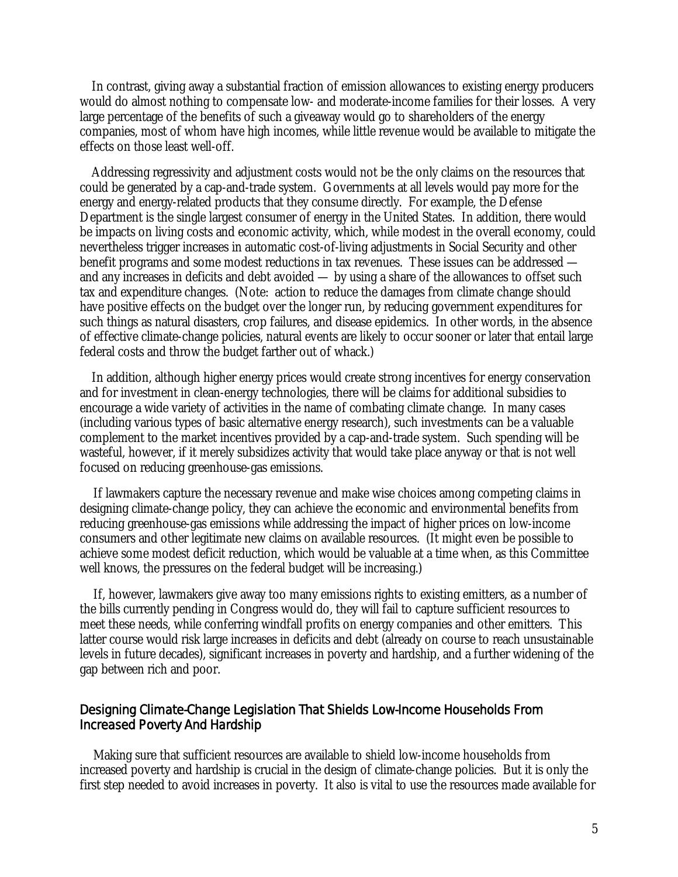In contrast, giving away a substantial fraction of emission allowances to existing energy producers would do almost nothing to compensate low- and moderate-income families for their losses. A very large percentage of the benefits of such a giveaway would go to shareholders of the energy companies, most of whom have high incomes, while little revenue would be available to mitigate the effects on those least well-off.

Addressing regressivity and adjustment costs would not be the only claims on the resources that could be generated by a cap-and-trade system. Governments at all levels would pay more for the energy and energy-related products that they consume directly. For example, the Defense Department is the single largest consumer of energy in the United States. In addition, there would be impacts on living costs and economic activity, which, while modest in the overall economy, could nevertheless trigger increases in automatic cost-of-living adjustments in Social Security and other benefit programs and some modest reductions in tax revenues. These issues can be addressed — and any increases in deficits and debt avoided — by using a share of the allowances to offset such tax and expenditure changes. (Note: action to reduce the damages from climate change should have positive effects on the budget over the longer run, by reducing government expenditures for such things as natural disasters, crop failures, and disease epidemics. In other words, in the absence of effective climate-change policies, natural events are likely to occur sooner or later that entail large federal costs and throw the budget farther out of whack.)

In addition, although higher energy prices would create strong incentives for energy conservation and for investment in clean-energy technologies, there will be claims for additional subsidies to encourage a wide variety of activities in the name of combating climate change. In many cases (including various types of basic alternative energy research), such investments can be a valuable complement to the market incentives provided by a cap-and-trade system. Such spending will be wasteful, however, if it merely subsidizes activity that would take place anyway or that is not well focused on reducing greenhouse-gas emissions.

If lawmakers capture the necessary revenue and make wise choices among competing claims in designing climate-change policy, they can achieve the economic and environmental benefits from reducing greenhouse-gas emissions while addressing the impact of higher prices on low-income consumers and other legitimate new claims on available resources. (It might even be possible to achieve some modest deficit reduction, which would be valuable at a time when, as this Committee well knows, the pressures on the federal budget will be increasing.)

If, however, lawmakers give away too many emissions rights to existing emitters, as a number of the bills currently pending in Congress would do, they will fail to capture sufficient resources to meet these needs, while conferring windfall profits on energy companies and other emitters. This latter course would risk large increases in deficits and debt (already on course to reach unsustainable levels in future decades), significant increases in poverty and hardship, and a further widening of the gap between rich and poor.

### Designing Climate-Change Legislation That Shields Low-Income Households From Increased Poverty And Hardship

Making sure that sufficient resources are available to shield low-income households from increased poverty and hardship is crucial in the design of climate-change policies. But it is only the first step needed to avoid increases in poverty. It also is vital to use the resources made available for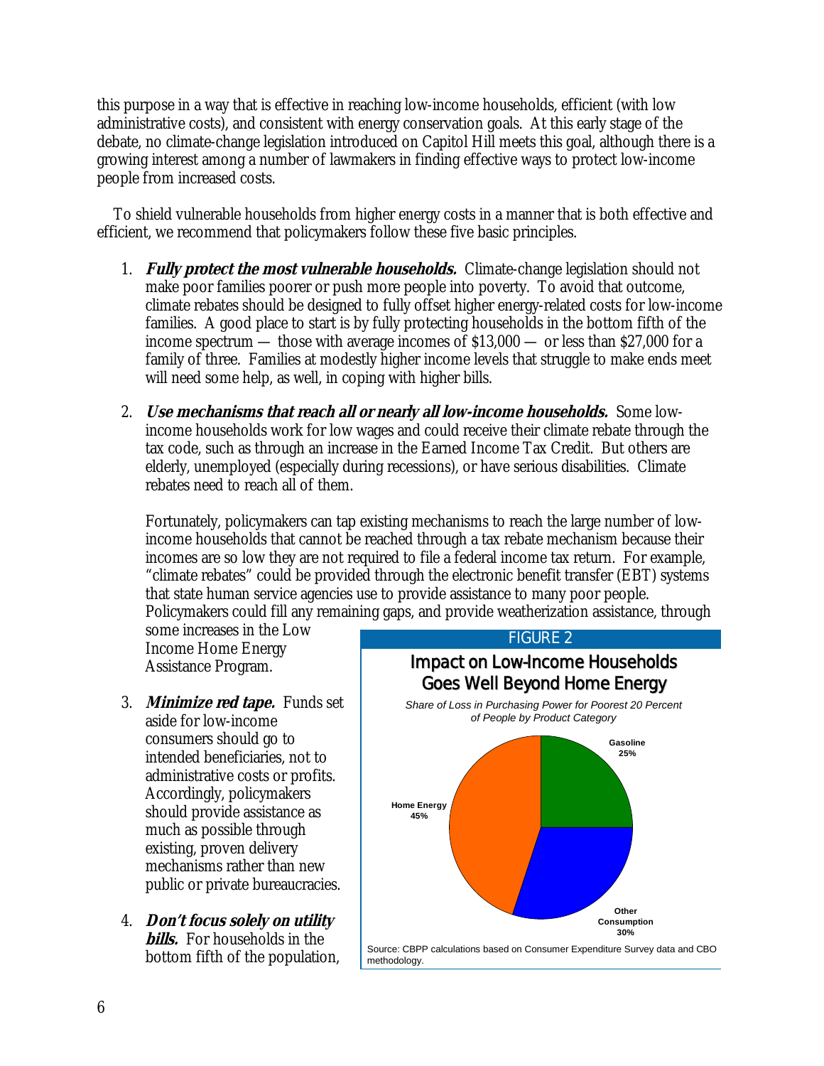this purpose in a way that is effective in reaching low-income households, efficient (with low administrative costs), and consistent with energy conservation goals. At this early stage of the debate, no climate-change legislation introduced on Capitol Hill meets this goal, although there is a growing interest among a number of lawmakers in finding effective ways to protect low-income people from increased costs.

To shield vulnerable households from higher energy costs in a manner that is both effective and efficient, we recommend that policymakers follow these five basic principles.

1. ***Fully protect the most vulnerable households.*** Climate-change legislation should not make poor families poorer or push more people into poverty. To avoid that outcome, climate rebates should be designed to fully offset higher energy-related costs for low-income families. A good place to start is by fully protecting households in the bottom fifth of the income spectrum — those with average incomes of $13,000 — or less than $27,000 for a family of three. Families at modestly higher income levels that struggle to make ends meet will need some help, as well, in coping with higher bills.

2. ***Use mechanisms that reach all or nearly all low-income households.*** Some low-income households work for low wages and could receive their climate rebate through the tax code, such as through an increase in the Earned Income Tax Credit. But others are elderly, unemployed (especially during recessions), or have serious disabilities. Climate rebates need to reach all of them.

   Fortunately, policymakers can tap existing mechanisms to reach the large number of low-income households that cannot be reached through a tax rebate mechanism because their incomes are so low they are not required to file a federal income tax return. For example, "climate rebates" could be provided through the electronic benefit transfer (EBT) systems that state human service agencies use to provide assistance to many poor people. Policymakers could fill any remaining gaps, and provide weatherization assistance, through some increases in the Low Income Home Energy Assistance Program.

3. ***Minimize red tape.*** Funds set aside for low-income consumers should go to intended beneficiaries, not to administrative costs or profits. Accordingly, policymakers should provide assistance as much as possible through existing, proven delivery mechanisms rather than new public or private bureaucracies.

4. ***Don't focus solely on utility bills.*** For households in the bottom fifth of the population,

FIGURE 2

**Impact on Low-Income Households Goes Well Beyond Home Energy**

*Share of Loss in Purchasing Power for Poorest 20 Percent of People by Product Category*

| Category | Share |
|---|---|
| Home Energy | 45% |
| Other Consumption | 30% |
| Gasoline | 25% |

Source: CBPP calculations based on Consumer Expenditure Survey data and CBO methodology.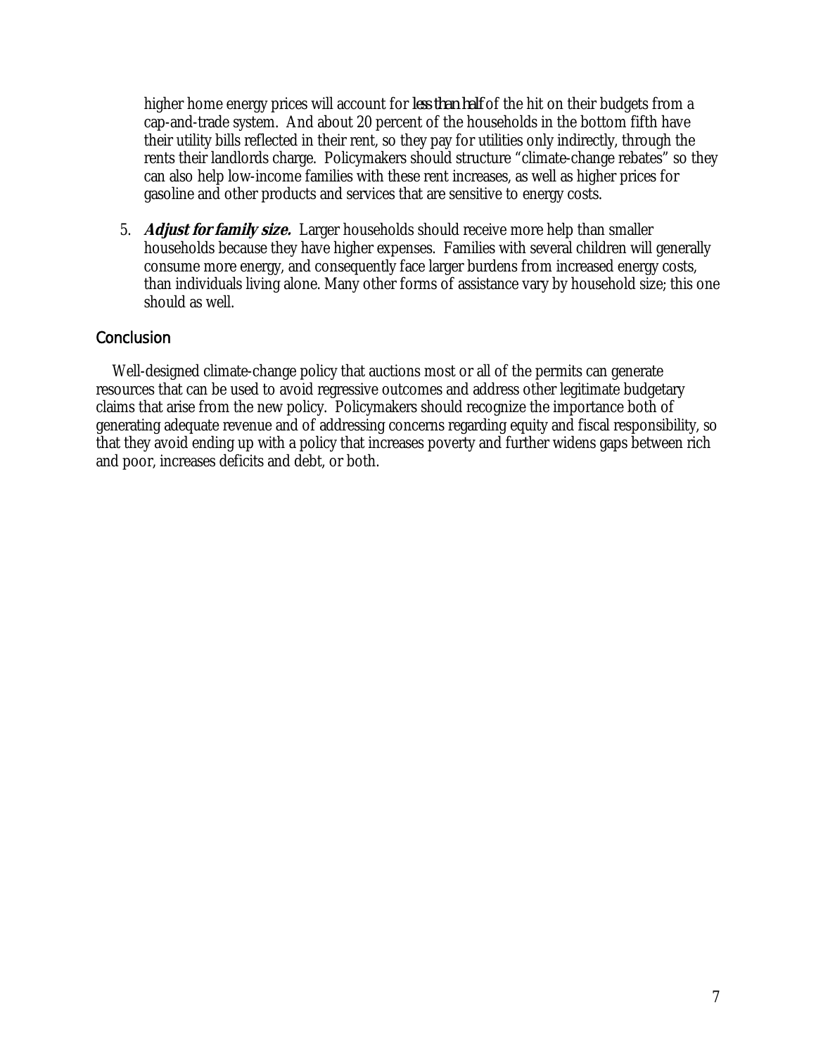higher home energy prices will account for *less than half* of the hit on their budgets from a cap-and-trade system. And about 20 percent of the households in the bottom fifth have their utility bills reflected in their rent, so they pay for utilities only indirectly, through the rents their landlords charge. Policymakers should structure "climate-change rebates" so they can also help low-income families with these rent increases, as well as higher prices for gasoline and other products and services that are sensitive to energy costs.

5. ***Adjust for family size.*** Larger households should receive more help than smaller households because they have higher expenses. Families with several children will generally consume more energy, and consequently face larger burdens from increased energy costs, than individuals living alone. Many other forms of assistance vary by household size; this one should as well.

## Conclusion

Well-designed climate-change policy that auctions most or all of the permits can generate resources that can be used to avoid regressive outcomes and address other legitimate budgetary claims that arise from the new policy. Policymakers should recognize the importance both of generating adequate revenue and of addressing concerns regarding equity and fiscal responsibility, so that they avoid ending up with a policy that increases poverty and further widens gaps between rich and poor, increases deficits and debt, or both.